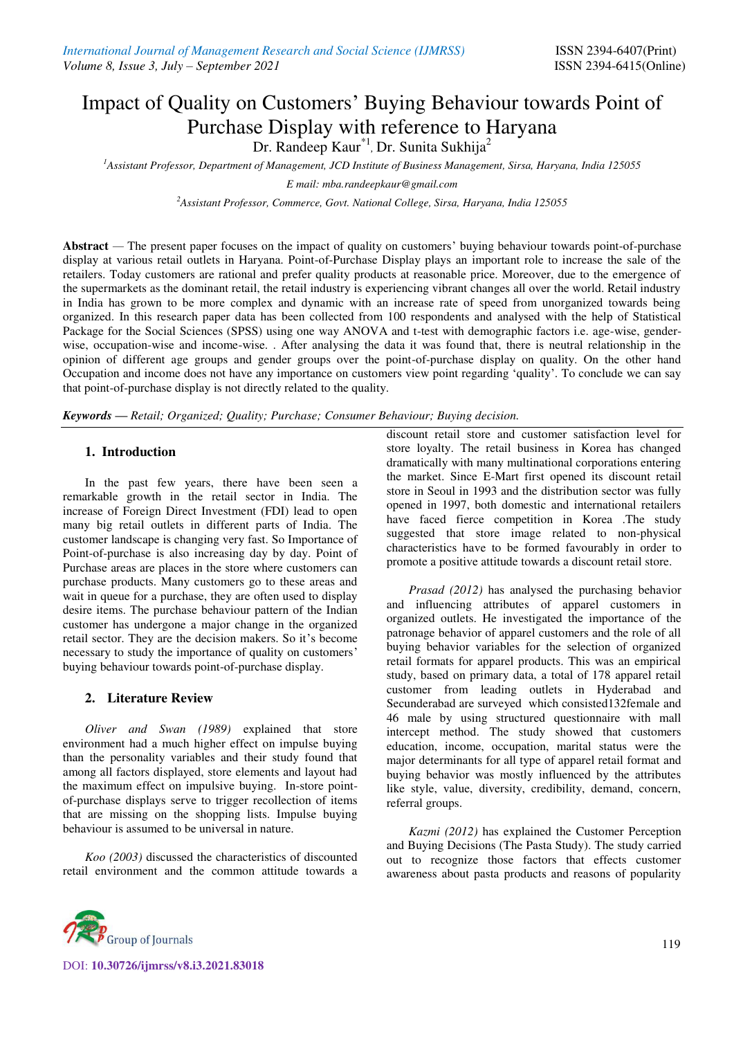# Impact of Quality on Customers' Buying Behaviour towards Point of Purchase Display with reference to Haryana

Dr. Randeep Kaur[*1], Dr. Sunita Sukhija[2]

[1]Assistant Professor, Department of Management, JCD Institute of Business Management, Sirsa, Haryana, India 125055

E mail: mba.randeepkaur@gmail.com

[2]Assistant Professor, Commerce, Govt. National College, Sirsa, Haryana, India 125055

**Abstract** — The present paper focuses on the impact of quality on customers' buying behaviour towards point-of-purchase display at various retail outlets in Haryana. Point-of-Purchase Display plays an important role to increase the sale of the retailers. Today customers are rational and prefer quality products at reasonable price. Moreover, due to the emergence of the supermarkets as the dominant retail, the retail industry is experiencing vibrant changes all over the world. Retail industry in India has grown to be more complex and dynamic with an increase rate of speed from unorganized towards being organized. In this research paper data has been collected from 100 respondents and analysed with the help of Statistical Package for the Social Sciences (SPSS) using one way ANOVA and t-test with demographic factors i.e. age-wise, gender-wise, occupation-wise and income-wise. . After analysing the data it was found that, there is neutral relationship in the opinion of different age groups and gender groups over the point-of-purchase display on quality. On the other hand Occupation and income does not have any importance on customers view point regarding 'quality'. To conclude we can say that point-of-purchase display is not directly related to the quality.

***Keywords* — *Retail; Organized; Quality; Purchase; Consumer Behaviour; Buying decision.***

## 1. Introduction

In the past few years, there have been seen a remarkable growth in the retail sector in India. The increase of Foreign Direct Investment (FDI) lead to open many big retail outlets in different parts of India. The customer landscape is changing very fast. So Importance of Point-of-purchase is also increasing day by day. Point of Purchase areas are places in the store where customers can purchase products. Many customers go to these areas and wait in queue for a purchase, they are often used to display desire items. The purchase behaviour pattern of the Indian customer has undergone a major change in the organized retail sector. They are the decision makers. So it's become necessary to study the importance of quality on customers' buying behaviour towards point-of-purchase display.

## 2. Literature Review

*Oliver and Swan (1989)* explained that store environment had a much higher effect on impulse buying than the personality variables and their study found that among all factors displayed, store elements and layout had the maximum effect on impulsive buying. In-store point-of-purchase displays serve to trigger recollection of items that are missing on the shopping lists. Impulse buying behaviour is assumed to be universal in nature.

*Koo (2003)* discussed the characteristics of discounted retail environment and the common attitude towards a discount retail store and customer satisfaction level for store loyalty. The retail business in Korea has changed dramatically with many multinational corporations entering the market. Since E-Mart first opened its discount retail store in Seoul in 1993 and the distribution sector was fully opened in 1997, both domestic and international retailers have faced fierce competition in Korea .The study suggested that store image related to non-physical characteristics have to be formed favourably in order to promote a positive attitude towards a discount retail store.

*Prasad (2012)* has analysed the purchasing behavior and influencing attributes of apparel customers in organized outlets. He investigated the importance of the patronage behavior of apparel customers and the role of all buying behavior variables for the selection of organized retail formats for apparel products. This was an empirical study, based on primary data, a total of 178 apparel retail customer from leading outlets in Hyderabad and Secunderabad are surveyed which consisted132female and 46 male by using structured questionnaire with mall intercept method. The study showed that customers education, income, occupation, marital status were the major determinants for all type of apparel retail format and buying behavior was mostly influenced by the attributes like style, value, diversity, credibility, demand, concern, referral groups.

*Kazmi (2012)* has explained the Customer Perception and Buying Decisions (The Pasta Study). The study carried out to recognize those factors that effects customer awareness about pasta products and reasons of popularity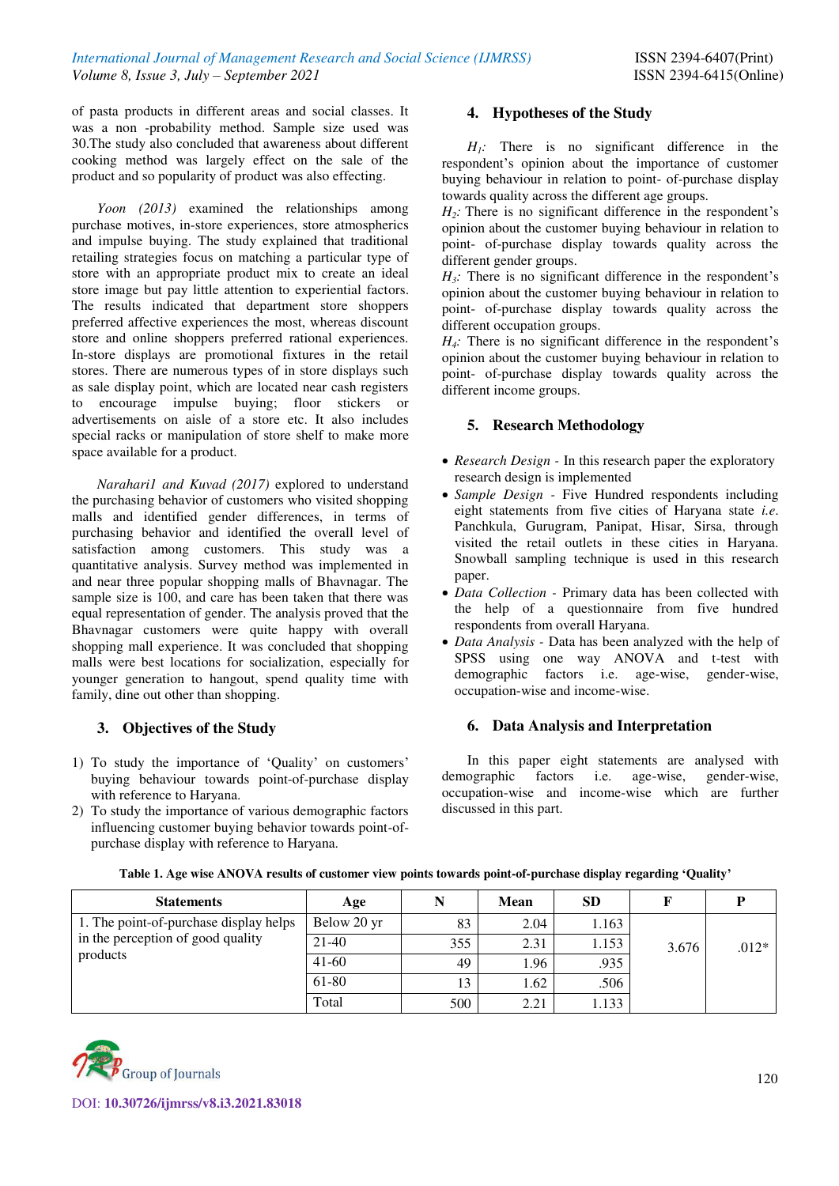of pasta products in different areas and social classes. It was a non -probability method. Sample size used was 30.The study also concluded that awareness about different cooking method was largely effect on the sale of the product and so popularity of product was also effecting.

*Yoon (2013)* examined the relationships among purchase motives, in-store experiences, store atmospherics and impulse buying. The study explained that traditional retailing strategies focus on matching a particular type of store with an appropriate product mix to create an ideal store image but pay little attention to experiential factors. The results indicated that department store shoppers preferred affective experiences the most, whereas discount store and online shoppers preferred rational experiences. In-store displays are promotional fixtures in the retail stores. There are numerous types of in store displays such as sale display point, which are located near cash registers to encourage impulse buying; floor stickers or advertisements on aisle of a store etc. It also includes special racks or manipulation of store shelf to make more space available for a product.

*Narahari1 and Kuvad (2017)* explored to understand the purchasing behavior of customers who visited shopping malls and identified gender differences, in terms of purchasing behavior and identified the overall level of satisfaction among customers. This study was a quantitative analysis. Survey method was implemented in and near three popular shopping malls of Bhavnagar. The sample size is 100, and care has been taken that there was equal representation of gender. The analysis proved that the Bhavnagar customers were quite happy with overall shopping mall experience. It was concluded that shopping malls were best locations for socialization, especially for younger generation to hangout, spend quality time with family, dine out other than shopping.

## 3. Objectives of the Study

1) To study the importance of 'Quality' on customers' buying behaviour towards point-of-purchase display with reference to Haryana.
2) To study the importance of various demographic factors influencing customer buying behavior towards point-of-purchase display with reference to Haryana.

## 4. Hypotheses of the Study

*$H_1$:* There is no significant difference in the respondent's opinion about the importance of customer buying behaviour in relation to point- of-purchase display towards quality across the different age groups.
*$H_2$:* There is no significant difference in the respondent's opinion about the customer buying behaviour in relation to point- of-purchase display towards quality across the different gender groups.
*$H_3$:* There is no significant difference in the respondent's opinion about the customer buying behaviour in relation to point- of-purchase display towards quality across the different occupation groups.
*$H_4$:* There is no significant difference in the respondent's opinion about the customer buying behaviour in relation to point- of-purchase display towards quality across the different income groups.

## 5. Research Methodology

- *Research Design* - In this research paper the exploratory research design is implemented
- *Sample Design* - Five Hundred respondents including eight statements from five cities of Haryana state *i.e.* Panchkula, Gurugram, Panipat, Hisar, Sirsa, through visited the retail outlets in these cities in Haryana. Snowball sampling technique is used in this research paper.
- *Data Collection* - Primary data has been collected with the help of a questionnaire from five hundred respondents from overall Haryana.
- *Data Analysis* - Data has been analyzed with the help of SPSS using one way ANOVA and t-test with demographic factors i.e. age-wise, gender-wise, occupation-wise and income-wise.

## 6. Data Analysis and Interpretation

In this paper eight statements are analysed with demographic factors i.e. age-wise, gender-wise, occupation-wise and income-wise which are further discussed in this part.

**Table 1. Age wise ANOVA results of customer view points towards point-of-purchase display regarding 'Quality'**

| Statements | Age | N | Mean | SD | F | P |
|---|---|---|---|---|---|---|
| 1. The point-of-purchase display helps in the perception of good quality products | Below 20 yr | 83 | 2.04 | 1.163 | 3.676 | .012* |
| | 21-40 | 355 | 2.31 | 1.153 | | |
| | 41-60 | 49 | 1.96 | .935 | | |
| | 61-80 | 13 | 1.62 | .506 | | |
| | Total | 500 | 2.21 | 1.133 | | |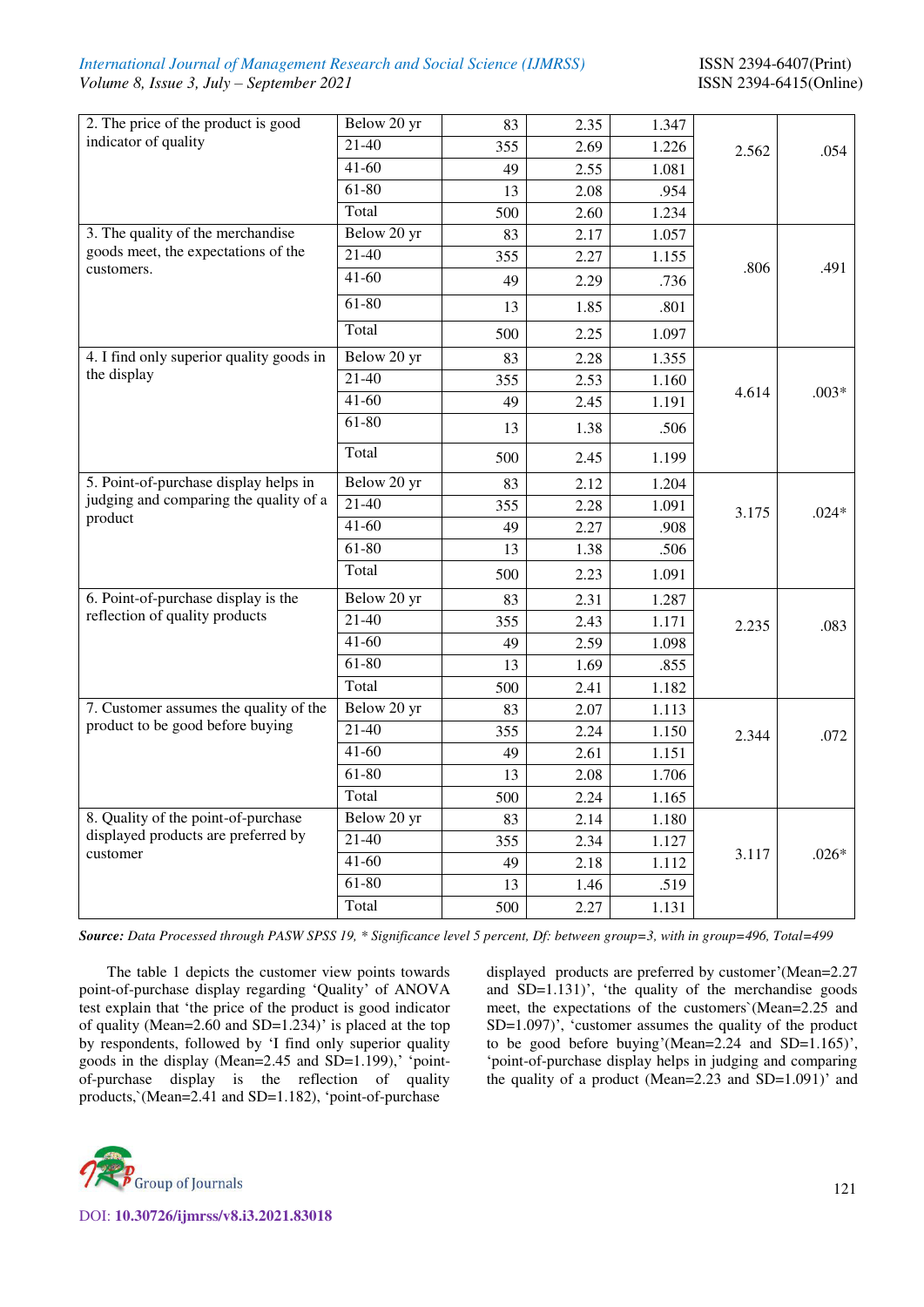| | | | | | | |
|---|---|---|---|---|---|---|
| 2. The price of the product is good indicator of quality | Below 20 yr | 83 | 2.35 | 1.347 | 2.562 | .054 |
| | 21-40 | 355 | 2.69 | 1.226 | | |
| | 41-60 | 49 | 2.55 | 1.081 | | |
| | 61-80 | 13 | 2.08 | .954 | | |
| | Total | 500 | 2.60 | 1.234 | | |
| 3. The quality of the merchandise goods meet, the expectations of the customers. | Below 20 yr | 83 | 2.17 | 1.057 | .806 | .491 |
| | 21-40 | 355 | 2.27 | 1.155 | | |
| | 41-60 | 49 | 2.29 | .736 | | |
| | 61-80 | 13 | 1.85 | .801 | | |
| | Total | 500 | 2.25 | 1.097 | | |
| 4. I find only superior quality goods in the display | Below 20 yr | 83 | 2.28 | 1.355 | 4.614 | .003* |
| | 21-40 | 355 | 2.53 | 1.160 | | |
| | 41-60 | 49 | 2.45 | 1.191 | | |
| | 61-80 | 13 | 1.38 | .506 | | |
| | Total | 500 | 2.45 | 1.199 | | |
| 5. Point-of-purchase display helps in judging and comparing the quality of a product | Below 20 yr | 83 | 2.12 | 1.204 | 3.175 | .024* |
| | 21-40 | 355 | 2.28 | 1.091 | | |
| | 41-60 | 49 | 2.27 | .908 | | |
| | 61-80 | 13 | 1.38 | .506 | | |
| | Total | 500 | 2.23 | 1.091 | | |
| 6. Point-of-purchase display is the reflection of quality products | Below 20 yr | 83 | 2.31 | 1.287 | 2.235 | .083 |
| | 21-40 | 355 | 2.43 | 1.171 | | |
| | 41-60 | 49 | 2.59 | 1.098 | | |
| | 61-80 | 13 | 1.69 | .855 | | |
| | Total | 500 | 2.41 | 1.182 | | |
| 7. Customer assumes the quality of the product to be good before buying | Below 20 yr | 83 | 2.07 | 1.113 | 2.344 | .072 |
| | 21-40 | 355 | 2.24 | 1.150 | | |
| | 41-60 | 49 | 2.61 | 1.151 | | |
| | 61-80 | 13 | 2.08 | 1.706 | | |
| | Total | 500 | 2.24 | 1.165 | | |
| 8. Quality of the point-of-purchase displayed products are preferred by customer | Below 20 yr | 83 | 2.14 | 1.180 | 3.117 | .026* |
| | 21-40 | 355 | 2.34 | 1.127 | | |
| | 41-60 | 49 | 2.18 | 1.112 | | |
| | 61-80 | 13 | 1.46 | .519 | | |
| | Total | 500 | 2.27 | 1.131 | | |

***Source:*** *Data Processed through PASW SPSS 19, \* Significance level 5 percent, Df: between group=3, with in group=496, Total=499*

The table 1 depicts the customer view points towards point-of-purchase display regarding 'Quality' of ANOVA test explain that 'the price of the product is good indicator of quality (Mean=2.60 and SD=1.234)' is placed at the top by respondents, followed by 'I find only superior quality goods in the display (Mean=2.45 and SD=1.199),' 'point-of-purchase display is the reflection of quality products,`(Mean=2.41 and SD=1.182), 'point-of-purchase displayed products are preferred by customer'(Mean=2.27 and SD=1.131)', 'the quality of the merchandise goods meet, the expectations of the customers`(Mean=2.25 and SD=1.097)', 'customer assumes the quality of the product to be good before buying'(Mean=2.24 and SD=1.165)', 'point-of-purchase display helps in judging and comparing the quality of a product (Mean=2.23 and SD=1.091)' and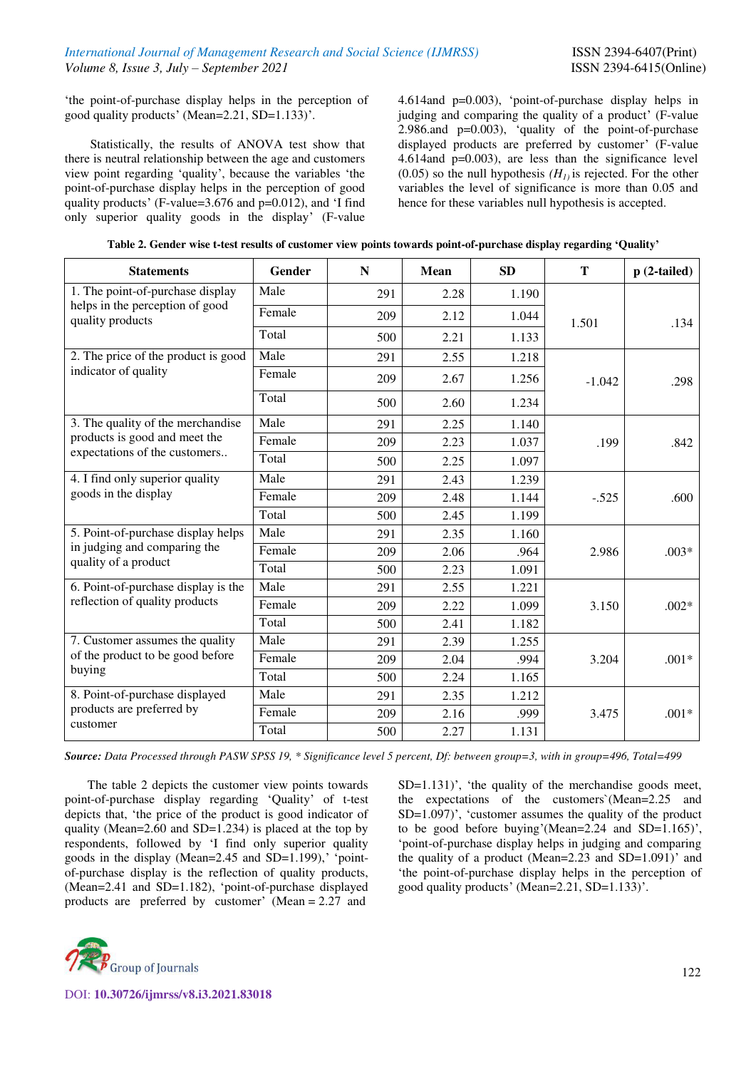'the point-of-purchase display helps in the perception of good quality products' (Mean=2.21, SD=1.133)'.

Statistically, the results of ANOVA test show that there is neutral relationship between the age and customers view point regarding 'quality', because the variables 'the point-of-purchase display helps in the perception of good quality products' (F-value=3.676 and p=0.012), and 'I find only superior quality goods in the display' (F-value 4.614and p=0.003), 'point-of-purchase display helps in judging and comparing the quality of a product' (F-value 2.986.and p=0.003), 'quality of the point-of-purchase displayed products are preferred by customer' (F-value 4.614and p=0.003), are less than the significance level (0.05) so the null hypothesis *($H_1$)* is rejected. For the other variables the level of significance is more than 0.05 and hence for these variables null hypothesis is accepted.

**Table 2. Gender wise t-test results of customer view points towards point-of-purchase display regarding 'Quality'**

| Statements | Gender | N | Mean | SD | T | p (2-tailed) |
|---|---|---|---|---|---|---|
| 1. The point-of-purchase display helps in the perception of good quality products | Male | 291 | 2.28 | 1.190 | 1.501 | .134 |
| | Female | 209 | 2.12 | 1.044 | | |
| | Total | 500 | 2.21 | 1.133 | | |
| 2. The price of the product is good indicator of quality | Male | 291 | 2.55 | 1.218 | -1.042 | .298 |
| | Female | 209 | 2.67 | 1.256 | | |
| | Total | 500 | 2.60 | 1.234 | | |
| 3. The quality of the merchandise products is good and meet the expectations of the customers.. | Male | 291 | 2.25 | 1.140 | .199 | .842 |
| | Female | 209 | 2.23 | 1.037 | | |
| | Total | 500 | 2.25 | 1.097 | | |
| 4. I find only superior quality goods in the display | Male | 291 | 2.43 | 1.239 | -.525 | .600 |
| | Female | 209 | 2.48 | 1.144 | | |
| | Total | 500 | 2.45 | 1.199 | | |
| 5. Point-of-purchase display helps in judging and comparing the quality of a product | Male | 291 | 2.35 | 1.160 | 2.986 | .003* |
| | Female | 209 | 2.06 | .964 | | |
| | Total | 500 | 2.23 | 1.091 | | |
| 6. Point-of-purchase display is the reflection of quality products | Male | 291 | 2.55 | 1.221 | 3.150 | .002* |
| | Female | 209 | 2.22 | 1.099 | | |
| | Total | 500 | 2.41 | 1.182 | | |
| 7. Customer assumes the quality of the product to be good before buying | Male | 291 | 2.39 | 1.255 | 3.204 | .001* |
| | Female | 209 | 2.04 | .994 | | |
| | Total | 500 | 2.24 | 1.165 | | |
| 8. Point-of-purchase displayed products are preferred by customer | Male | 291 | 2.35 | 1.212 | 3.475 | .001* |
| | Female | 209 | 2.16 | .999 | | |
| | Total | 500 | 2.27 | 1.131 | | |

***Source:*** *Data Processed through PASW SPSS 19, \* Significance level 5 percent, Df: between group=3, with in group=496, Total=499*

The table 2 depicts the customer view points towards point-of-purchase display regarding 'Quality' of t-test depicts that, 'the price of the product is good indicator of quality (Mean=2.60 and SD=1.234) is placed at the top by respondents, followed by 'I find only superior quality goods in the display (Mean=2.45 and SD=1.199),' 'point-of-purchase display is the reflection of quality products, (Mean=2.41 and SD=1.182), 'point-of-purchase displayed products are preferred by customer' (Mean = 2.27 and SD=1.131)', 'the quality of the merchandise goods meet, the expectations of the customers`(Mean=2.25 and SD=1.097)', 'customer assumes the quality of the product to be good before buying'(Mean=2.24 and SD=1.165)', 'point-of-purchase display helps in judging and comparing the quality of a product (Mean=2.23 and SD=1.091)' and 'the point-of-purchase display helps in the perception of good quality products' (Mean=2.21, SD=1.133)'.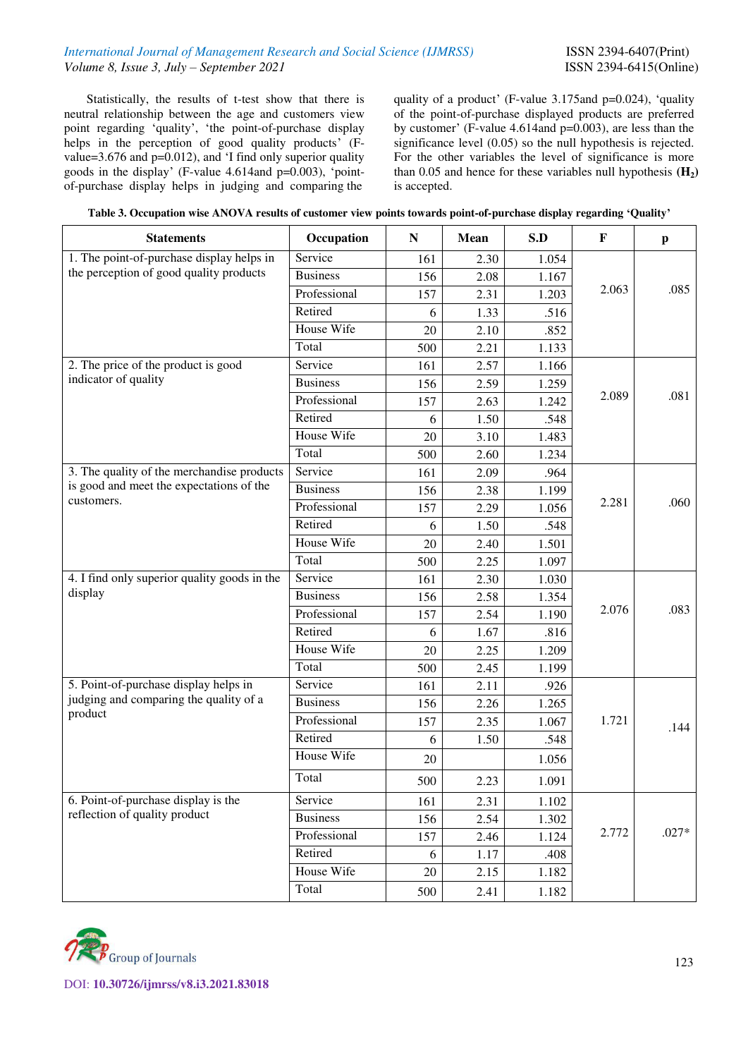Statistically, the results of t-test show that there is neutral relationship between the age and customers view point regarding 'quality', 'the point-of-purchase display helps in the perception of good quality products' (F-value=3.676 and p=0.012), and 'I find only superior quality goods in the display' (F-value 4.614and p=0.003), 'point-of-purchase display helps in judging and comparing the quality of a product' (F-value 3.175and p=0.024), 'quality of the point-of-purchase displayed products are preferred by customer' (F-value 4.614and p=0.003), are less than the significance level (0.05) so the null hypothesis is rejected. For the other variables the level of significance is more than 0.05 and hence for these variables null hypothesis **($H_2$)** is accepted.

**Table 3. Occupation wise ANOVA results of customer view points towards point-of-purchase display regarding 'Quality'**

| Statements | Occupation | N | Mean | S.D | F | p |
|---|---|---|---|---|---|---|
| 1. The point-of-purchase display helps in the perception of good quality products | Service | 161 | 2.30 | 1.054 | 2.063 | .085 |
| | Business | 156 | 2.08 | 1.167 | | |
| | Professional | 157 | 2.31 | 1.203 | | |
| | Retired | 6 | 1.33 | .516 | | |
| | House Wife | 20 | 2.10 | .852 | | |
| | Total | 500 | 2.21 | 1.133 | | |
| 2. The price of the product is good indicator of quality | Service | 161 | 2.57 | 1.166 | 2.089 | .081 |
| | Business | 156 | 2.59 | 1.259 | | |
| | Professional | 157 | 2.63 | 1.242 | | |
| | Retired | 6 | 1.50 | .548 | | |
| | House Wife | 20 | 3.10 | 1.483 | | |
| | Total | 500 | 2.60 | 1.234 | | |
| 3. The quality of the merchandise products is good and meet the expectations of the customers. | Service | 161 | 2.09 | .964 | 2.281 | .060 |
| | Business | 156 | 2.38 | 1.199 | | |
| | Professional | 157 | 2.29 | 1.056 | | |
| | Retired | 6 | 1.50 | .548 | | |
| | House Wife | 20 | 2.40 | 1.501 | | |
| | Total | 500 | 2.25 | 1.097 | | |
| 4. I find only superior quality goods in the display | Service | 161 | 2.30 | 1.030 | 2.076 | .083 |
| | Business | 156 | 2.58 | 1.354 | | |
| | Professional | 157 | 2.54 | 1.190 | | |
| | Retired | 6 | 1.67 | .816 | | |
| | House Wife | 20 | 2.25 | 1.209 | | |
| | Total | 500 | 2.45 | 1.199 | | |
| 5. Point-of-purchase display helps in judging and comparing the quality of a product | Service | 161 | 2.11 | .926 | 1.721 | .144 |
| | Business | 156 | 2.26 | 1.265 | | |
| | Professional | 157 | 2.35 | 1.067 | | |
| | Retired | 6 | 1.50 | .548 | | |
| | House Wife | 20 | | 1.056 | | |
| | Total | 500 | 2.23 | 1.091 | | |
| 6. Point-of-purchase display is the reflection of quality product | Service | 161 | 2.31 | 1.102 | 2.772 | .027* |
| | Business | 156 | 2.54 | 1.302 | | |
| | Professional | 157 | 2.46 | 1.124 | | |
| | Retired | 6 | 1.17 | .408 | | |
| | House Wife | 20 | 2.15 | 1.182 | | |
| | Total | 500 | 2.41 | 1.182 | | |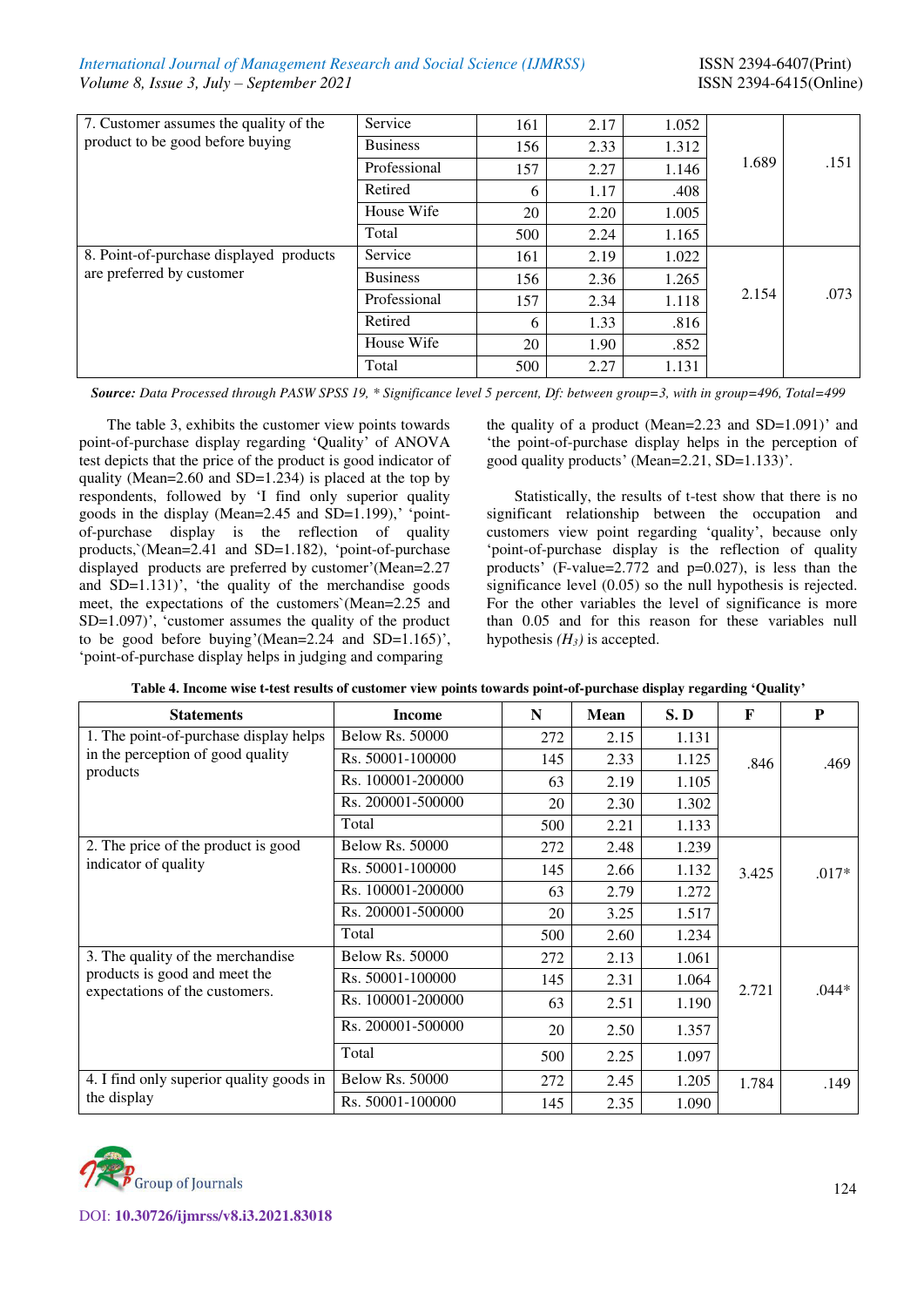| | | | | | | |
|---|---|---|---|---|---|---|
| 7. Customer assumes the quality of the product to be good before buying | Service | 161 | 2.17 | 1.052 | 1.689 | .151 |
| | Business | 156 | 2.33 | 1.312 | | |
| | Professional | 157 | 2.27 | 1.146 | | |
| | Retired | 6 | 1.17 | .408 | | |
| | House Wife | 20 | 2.20 | 1.005 | | |
| | Total | 500 | 2.24 | 1.165 | | |
| 8. Point-of-purchase displayed products are preferred by customer | Service | 161 | 2.19 | 1.022 | 2.154 | .073 |
| | Business | 156 | 2.36 | 1.265 | | |
| | Professional | 157 | 2.34 | 1.118 | | |
| | Retired | 6 | 1.33 | .816 | | |
| | House Wife | 20 | 1.90 | .852 | | |
| | Total | 500 | 2.27 | 1.131 | | |

***Source:*** *Data Processed through PASW SPSS 19, * Significance level 5 percent, Df: between group=3, with in group=496, Total=499*

The table 3, exhibits the customer view points towards point-of-purchase display regarding 'Quality' of ANOVA test depicts that the price of the product is good indicator of quality (Mean=2.60 and SD=1.234) is placed at the top by respondents, followed by 'I find only superior quality goods in the display (Mean=2.45 and SD=1.199),' 'point-of-purchase display is the reflection of quality products,`(Mean=2.41 and SD=1.182), 'point-of-purchase displayed products are preferred by customer'(Mean=2.27 and SD=1.131)', 'the quality of the merchandise goods meet, the expectations of the customers`(Mean=2.25 and SD=1.097)', 'customer assumes the quality of the product to be good before buying'(Mean=2.24 and SD=1.165)', 'point-of-purchase display helps in judging and comparing the quality of a product (Mean=2.23 and SD=1.091)' and 'the point-of-purchase display helps in the perception of good quality products' (Mean=2.21, SD=1.133)'.

Statistically, the results of t-test show that there is no significant relationship between the occupation and customers view point regarding 'quality', because only 'point-of-purchase display is the reflection of quality products' (F-value=2.772 and p=0.027), is less than the significance level (0.05) so the null hypothesis is rejected. For the other variables the level of significance is more than 0.05 and for this reason for these variables null hypothesis *($H_3$)* is accepted.

**Table 4. Income wise t-test results of customer view points towards point-of-purchase display regarding 'Quality'**

| Statements | Income | N | Mean | S. D | F | P |
|---|---|---|---|---|---|---|
| 1. The point-of-purchase display helps in the perception of good quality products | Below Rs. 50000 | 272 | 2.15 | 1.131 | .846 | .469 |
| | Rs. 50001-100000 | 145 | 2.33 | 1.125 | | |
| | Rs. 100001-200000 | 63 | 2.19 | 1.105 | | |
| | Rs. 200001-500000 | 20 | 2.30 | 1.302 | | |
| | Total | 500 | 2.21 | 1.133 | | |
| 2. The price of the product is good indicator of quality | Below Rs. 50000 | 272 | 2.48 | 1.239 | 3.425 | .017* |
| | Rs. 50001-100000 | 145 | 2.66 | 1.132 | | |
| | Rs. 100001-200000 | 63 | 2.79 | 1.272 | | |
| | Rs. 200001-500000 | 20 | 3.25 | 1.517 | | |
| | Total | 500 | 2.60 | 1.234 | | |
| 3. The quality of the merchandise products is good and meet the expectations of the customers. | Below Rs. 50000 | 272 | 2.13 | 1.061 | 2.721 | .044* |
| | Rs. 50001-100000 | 145 | 2.31 | 1.064 | | |
| | Rs. 100001-200000 | 63 | 2.51 | 1.190 | | |
| | Rs. 200001-500000 | 20 | 2.50 | 1.357 | | |
| | Total | 500 | 2.25 | 1.097 | | |
| 4. I find only superior quality goods in the display | Below Rs. 50000 | 272 | 2.45 | 1.205 | 1.784 | .149 |
| | Rs. 50001-100000 | 145 | 2.35 | 1.090 | | |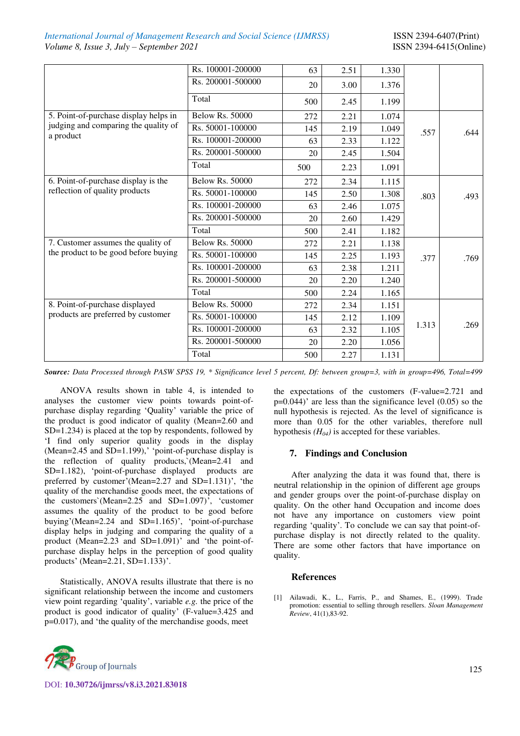| | Rs. 100001-200000 | 63 | 2.51 | 1.330 | | |
|---|---|---|---|---|---|---|
| | Rs. 200001-500000 | 20 | 3.00 | 1.376 | | |
| | Total | 500 | 2.45 | 1.199 | | |
| 5. Point-of-purchase display helps in judging and comparing the quality of a product | Below Rs. 50000 | 272 | 2.21 | 1.074 | .557 | .644 |
| | Rs. 50001-100000 | 145 | 2.19 | 1.049 | | |
| | Rs. 100001-200000 | 63 | 2.33 | 1.122 | | |
| | Rs. 200001-500000 | 20 | 2.45 | 1.504 | | |
| | Total | 500 | 2.23 | 1.091 | | |
| 6. Point-of-purchase display is the reflection of quality products | Below Rs. 50000 | 272 | 2.34 | 1.115 | .803 | .493 |
| | Rs. 50001-100000 | 145 | 2.50 | 1.308 | | |
| | Rs. 100001-200000 | 63 | 2.46 | 1.075 | | |
| | Rs. 200001-500000 | 20 | 2.60 | 1.429 | | |
| | Total | 500 | 2.41 | 1.182 | | |
| 7. Customer assumes the quality of the product to be good before buying | Below Rs. 50000 | 272 | 2.21 | 1.138 | .377 | .769 |
| | Rs. 50001-100000 | 145 | 2.25 | 1.193 | | |
| | Rs. 100001-200000 | 63 | 2.38 | 1.211 | | |
| | Rs. 200001-500000 | 20 | 2.20 | 1.240 | | |
| | Total | 500 | 2.24 | 1.165 | | |
| 8. Point-of-purchase displayed products are preferred by customer | Below Rs. 50000 | 272 | 2.34 | 1.151 | 1.313 | .269 |
| | Rs. 50001-100000 | 145 | 2.12 | 1.109 | | |
| | Rs. 100001-200000 | 63 | 2.32 | 1.105 | | |
| | Rs. 200001-500000 | 20 | 2.20 | 1.056 | | |
| | Total | 500 | 2.27 | 1.131 | | |

***Source:*** *Data Processed through PASW SPSS 19, \* Significance level 5 percent, Df: between group=3, with in group=496, Total=499*

ANOVA results shown in table 4, is intended to analyses the customer view points towards point-of-purchase display regarding 'Quality' variable the price of the product is good indicator of quality (Mean=2.60 and SD=1.234) is placed at the top by respondents, followed by 'I find only superior quality goods in the display (Mean=2.45 and SD=1.199),' 'point-of-purchase display is the reflection of quality products,`(Mean=2.41 and SD=1.182), 'point-of-purchase displayed products are preferred by customer'(Mean=2.27 and SD=1.131)', 'the quality of the merchandise goods meet, the expectations of the customers`(Mean=2.25 and SD=1.097)', 'customer assumes the quality of the product to be good before buying'(Mean=2.24 and SD=1.165)', 'point-of-purchase display helps in judging and comparing the quality of a product (Mean=2.23 and SD=1.091)' and 'the point-of-purchase display helps in the perception of good quality products' (Mean=2.21, SD=1.133)'.

Statistically, ANOVA results illustrate that there is no significant relationship between the income and customers view point regarding 'quality', variable *e.g.* the price of the product is good indicator of quality' (F-value=3.425 and p=0.017), and 'the quality of the merchandise goods, meet the expectations of the customers (F-value=2.721 and p=0.044)' are less than the significance level (0.05) so the null hypothesis is rejected. As the level of significance is more than 0.05 for the other variables, therefore null hypothesis *($H_{04}$)* is accepted for these variables.

## 7. Findings and Conclusion

After analyzing the data it was found that, there is neutral relationship in the opinion of different age groups and gender groups over the point-of-purchase display on quality. On the other hand Occupation and income does not have any importance on customers view point regarding 'quality'. To conclude we can say that point-of-purchase display is not directly related to the quality. There are some other factors that have importance on quality.

## References

[1] Ailawadi, K., L., Farris, P., and Shames, E., (1999). Trade promotion: essential to selling through resellers. *Sloan Management Review*, 41(1),83-92.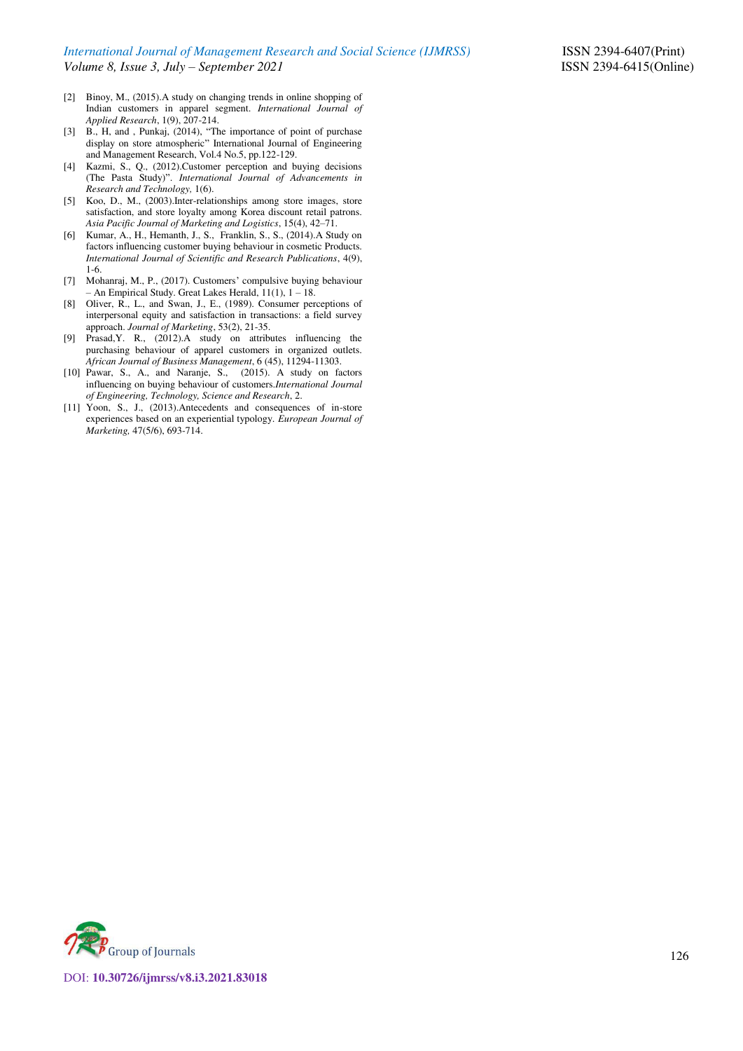[2] Binoy, M., (2015).A study on changing trends in online shopping of Indian customers in apparel segment. *International Journal of Applied Research*, 1(9), 207-214.

[3] B., H, and , Punkaj, (2014), "The importance of point of purchase display on store atmospheric" International Journal of Engineering and Management Research, Vol.4 No.5, pp.122-129.

[4] Kazmi, S., Q., (2012).Customer perception and buying decisions (The Pasta Study)". *International Journal of Advancements in Research and Technology,* 1(6).

[5] Koo, D., M., (2003).Inter-relationships among store images, store satisfaction, and store loyalty among Korea discount retail patrons. *Asia Pacific Journal of Marketing and Logistics*, 15(4), 42–71.

[6] Kumar, A., H., Hemanth, J., S., Franklin, S., S., (2014).A Study on factors influencing customer buying behaviour in cosmetic Products. *International Journal of Scientific and Research Publications*, 4(9), 1-6.

[7] Mohanraj, M., P., (2017). Customers' compulsive buying behaviour – An Empirical Study. Great Lakes Herald, 11(1), 1 – 18.

[8] Oliver, R., L., and Swan, J., E., (1989). Consumer perceptions of interpersonal equity and satisfaction in transactions: a field survey approach. *Journal of Marketing*, 53(2), 21-35.

[9] Prasad,Y. R., (2012).A study on attributes influencing the purchasing behaviour of apparel customers in organized outlets. *African Journal of Business Management*, 6 (45), 11294-11303.

[10] Pawar, S., A., and Naranje, S., (2015). A study on factors influencing on buying behaviour of customers.*International Journal of Engineering, Technology, Science and Research*, 2.

[11] Yoon, S., J., (2013).Antecedents and consequences of in-store experiences based on an experiential typology. *European Journal of Marketing,* 47(5/6), 693-714.